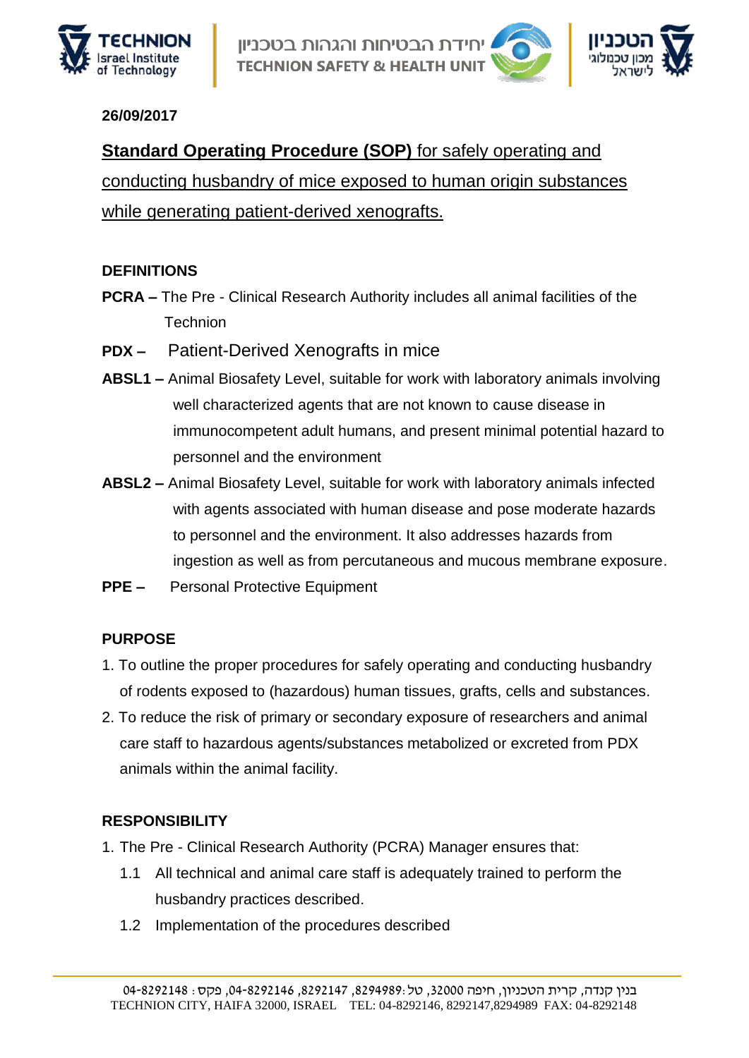**26/09/2017**

**<u>Standard Operating Procedure (SOP)</u>** <u>for safely operating and conducting husbandry of mice exposed to human origin substances while generating patient-derived xenografts.</u>

**DEFINITIONS**

**PCRA –** The Pre - Clinical Research Authority includes all animal facilities of the Technion

**PDX –** Patient-Derived Xenografts in mice

**ABSL1 –** Animal Biosafety Level, suitable for work with laboratory animals involving well characterized agents that are not known to cause disease in immunocompetent adult humans, and present minimal potential hazard to personnel and the environment

**ABSL2 –** Animal Biosafety Level, suitable for work with laboratory animals infected with agents associated with human disease and pose moderate hazards to personnel and the environment. It also addresses hazards from ingestion as well as from percutaneous and mucous membrane exposure.

**PPE –** Personal Protective Equipment

**PURPOSE**

1. To outline the proper procedures for safely operating and conducting husbandry of rodents exposed to (hazardous) human tissues, grafts, cells and substances.
2. To reduce the risk of primary or secondary exposure of researchers and animal care staff to hazardous agents/substances metabolized or excreted from PDX animals within the animal facility.

**RESPONSIBILITY**

1. The Pre - Clinical Research Authority (PCRA) Manager ensures that:
   - 1.1 All technical and animal care staff is adequately trained to perform the husbandry practices described.
   - 1.2 Implementation of the procedures described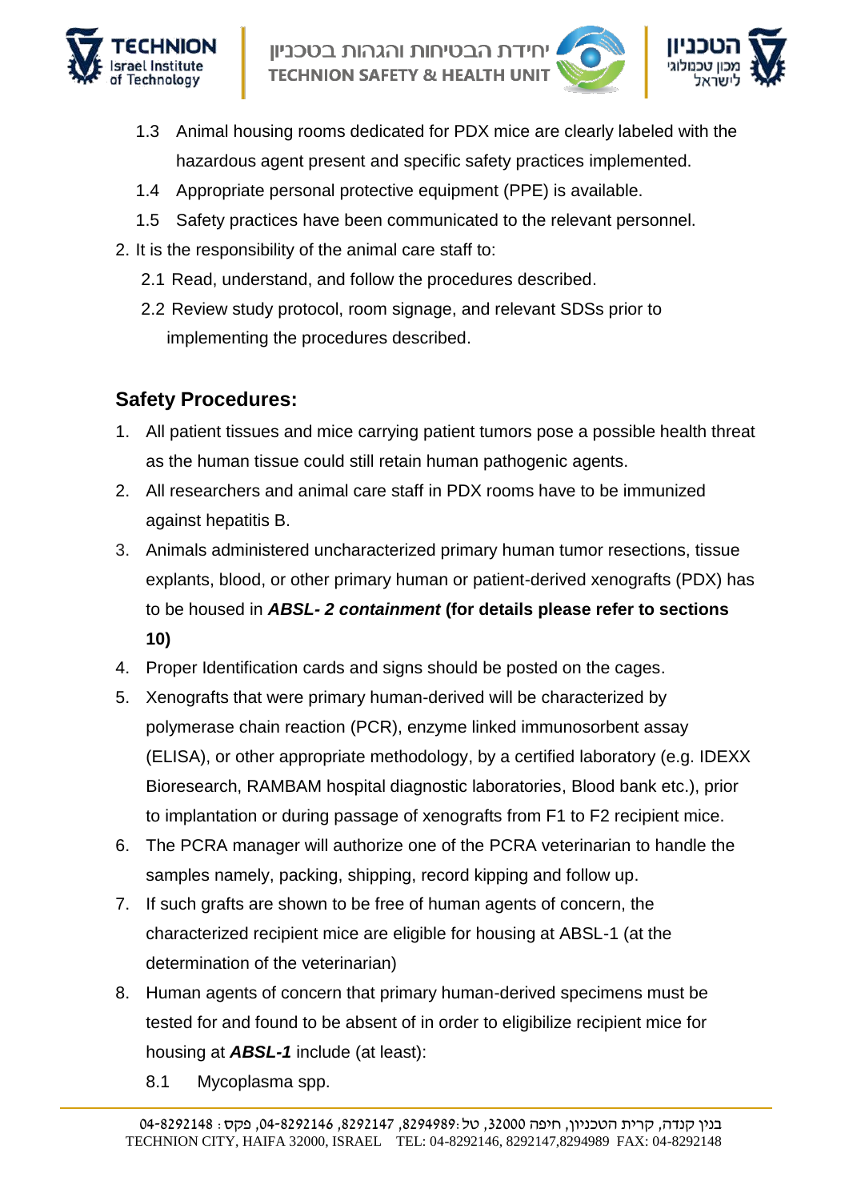1.3 Animal housing rooms dedicated for PDX mice are clearly labeled with the hazardous agent present and specific safety practices implemented.

1.4 Appropriate personal protective equipment (PPE) is available.

1.5 Safety practices have been communicated to the relevant personnel.

2. It is the responsibility of the animal care staff to:

   2.1 Read, understand, and follow the procedures described.

   2.2 Review study protocol, room signage, and relevant SDSs prior to implementing the procedures described.

## Safety Procedures:

1. All patient tissues and mice carrying patient tumors pose a possible health threat as the human tissue could still retain human pathogenic agents.
2. All researchers and animal care staff in PDX rooms have to be immunized against hepatitis B.
3. Animals administered uncharacterized primary human tumor resections, tissue explants, blood, or other primary human or patient-derived xenografts (PDX) has to be housed in ***ABSL- 2 containment*** **(for details please refer to sections 10)**
4. Proper Identification cards and signs should be posted on the cages.
5. Xenografts that were primary human-derived will be characterized by polymerase chain reaction (PCR), enzyme linked immunosorbent assay (ELISA), or other appropriate methodology, by a certified laboratory (e.g. IDEXX Bioresearch, RAMBAM hospital diagnostic laboratories, Blood bank etc.), prior to implantation or during passage of xenografts from F1 to F2 recipient mice.
6. The PCRA manager will authorize one of the PCRA veterinarian to handle the samples namely, packing, shipping, record kipping and follow up.
7. If such grafts are shown to be free of human agents of concern, the characterized recipient mice are eligible for housing at ABSL-1 (at the determination of the veterinarian)
8. Human agents of concern that primary human-derived specimens must be tested for and found to be absent of in order to eligibilize recipient mice for housing at ***ABSL-1*** include (at least):

   8.1 Mycoplasma spp.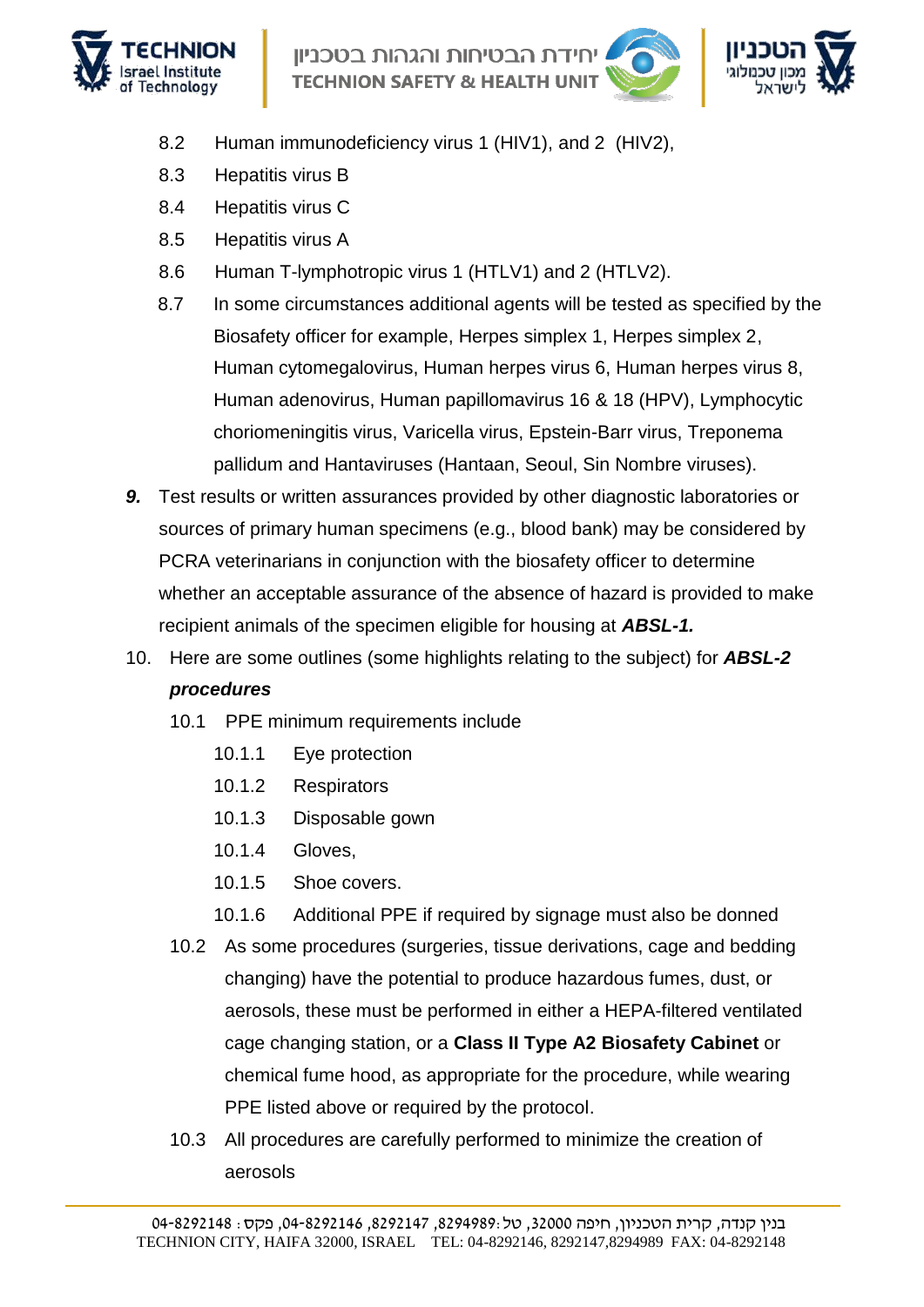8.2 Human immunodeficiency virus 1 (HIV1), and 2 (HIV2),

8.3 Hepatitis virus B

8.4 Hepatitis virus C

8.5 Hepatitis virus A

8.6 Human T-lymphotropic virus 1 (HTLV1) and 2 (HTLV2).

8.7 In some circumstances additional agents will be tested as specified by the Biosafety officer for example, Herpes simplex 1, Herpes simplex 2, Human cytomegalovirus, Human herpes virus 6, Human herpes virus 8, Human adenovirus, Human papillomavirus 16 & 18 (HPV), Lymphocytic choriomeningitis virus, Varicella virus, Epstein-Barr virus, Treponema pallidum and Hantaviruses (Hantaan, Seoul, Sin Nombre viruses).

***9.*** Test results or written assurances provided by other diagnostic laboratories or sources of primary human specimens (e.g., blood bank) may be considered by PCRA veterinarians in conjunction with the biosafety officer to determine whether an acceptable assurance of the absence of hazard is provided to make recipient animals of the specimen eligible for housing at ***ABSL-1.***

10. Here are some outlines (some highlights relating to the subject) for ***ABSL-2 procedures***

10.1 PPE minimum requirements include

10.1.1 Eye protection

10.1.2 Respirators

10.1.3 Disposable gown

10.1.4 Gloves,

10.1.5 Shoe covers.

10.1.6 Additional PPE if required by signage must also be donned

10.2 As some procedures (surgeries, tissue derivations, cage and bedding changing) have the potential to produce hazardous fumes, dust, or aerosols, these must be performed in either a HEPA-filtered ventilated cage changing station, or a **Class II Type A2 Biosafety Cabinet** or chemical fume hood, as appropriate for the procedure, while wearing PPE listed above or required by the protocol.

10.3 All procedures are carefully performed to minimize the creation of aerosols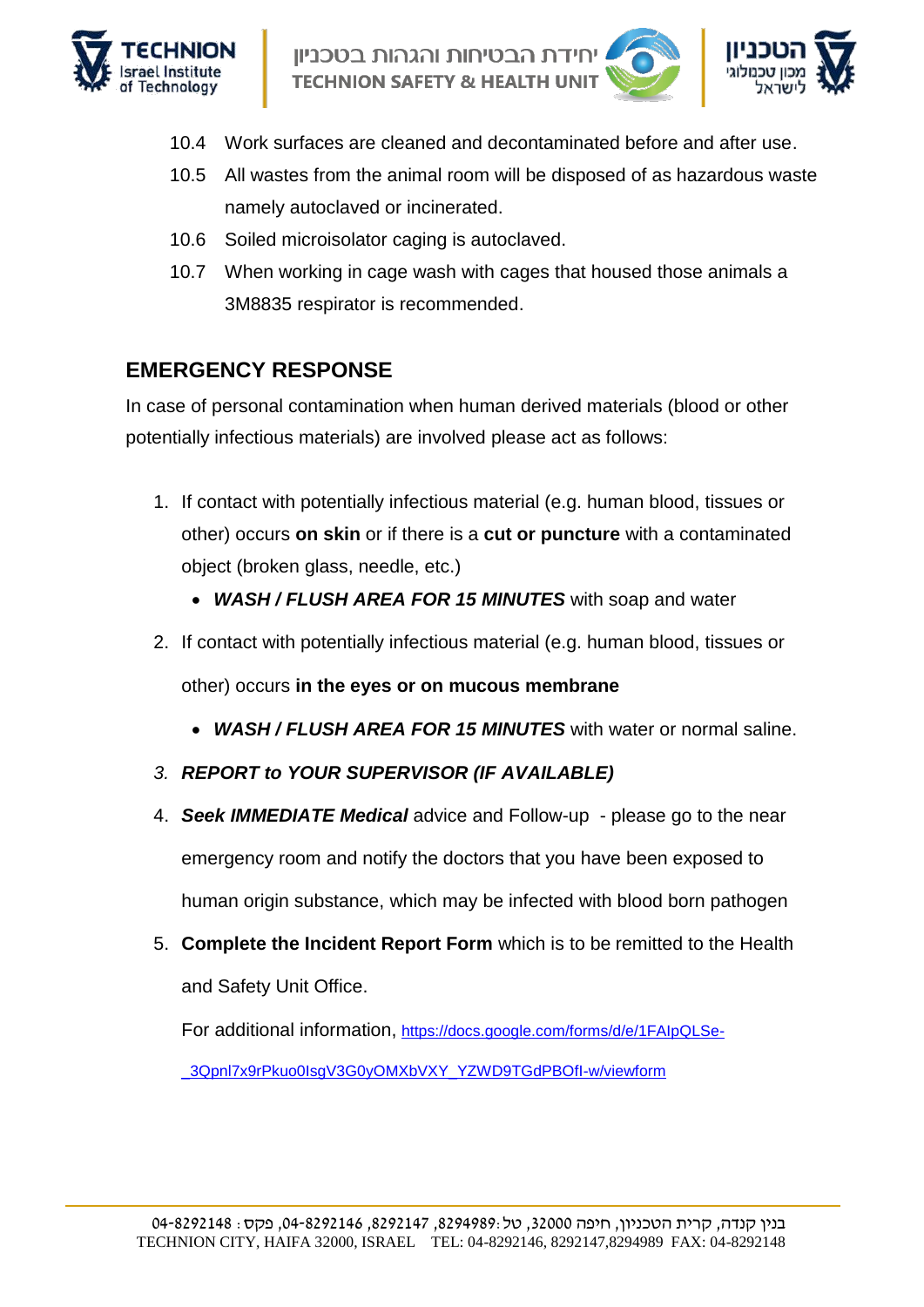10.4 Work surfaces are cleaned and decontaminated before and after use.

10.5 All wastes from the animal room will be disposed of as hazardous waste namely autoclaved or incinerated.

10.6 Soiled microisolator caging is autoclaved.

10.7 When working in cage wash with cages that housed those animals a 3M8835 respirator is recommended.

## EMERGENCY RESPONSE

In case of personal contamination when human derived materials (blood or other potentially infectious materials) are involved please act as follows:

1. If contact with potentially infectious material (e.g. human blood, tissues or other) occurs **on skin** or if there is a **cut or puncture** with a contaminated object (broken glass, needle, etc.)
   - ***WASH / FLUSH AREA FOR 15 MINUTES*** with soap and water
2. If contact with potentially infectious material (e.g. human blood, tissues or other) occurs **in the eyes or on mucous membrane**
   - ***WASH / FLUSH AREA FOR 15 MINUTES*** with water or normal saline.
3. ***REPORT to YOUR SUPERVISOR (IF AVAILABLE)***
4. ***Seek IMMEDIATE Medical*** advice and Follow-up - please go to the near emergency room and notify the doctors that you have been exposed to human origin substance, which may be infected with blood born pathogen
5. **Complete the Incident Report Form** which is to be remitted to the Health and Safety Unit Office.

   For additional information, https://docs.google.com/forms/d/e/1FAIpQLSe-_3Qpnl7x9rPkuo0IsgV3G0yOMXbVXY_YZWD9TGdPBOfI-w/viewform